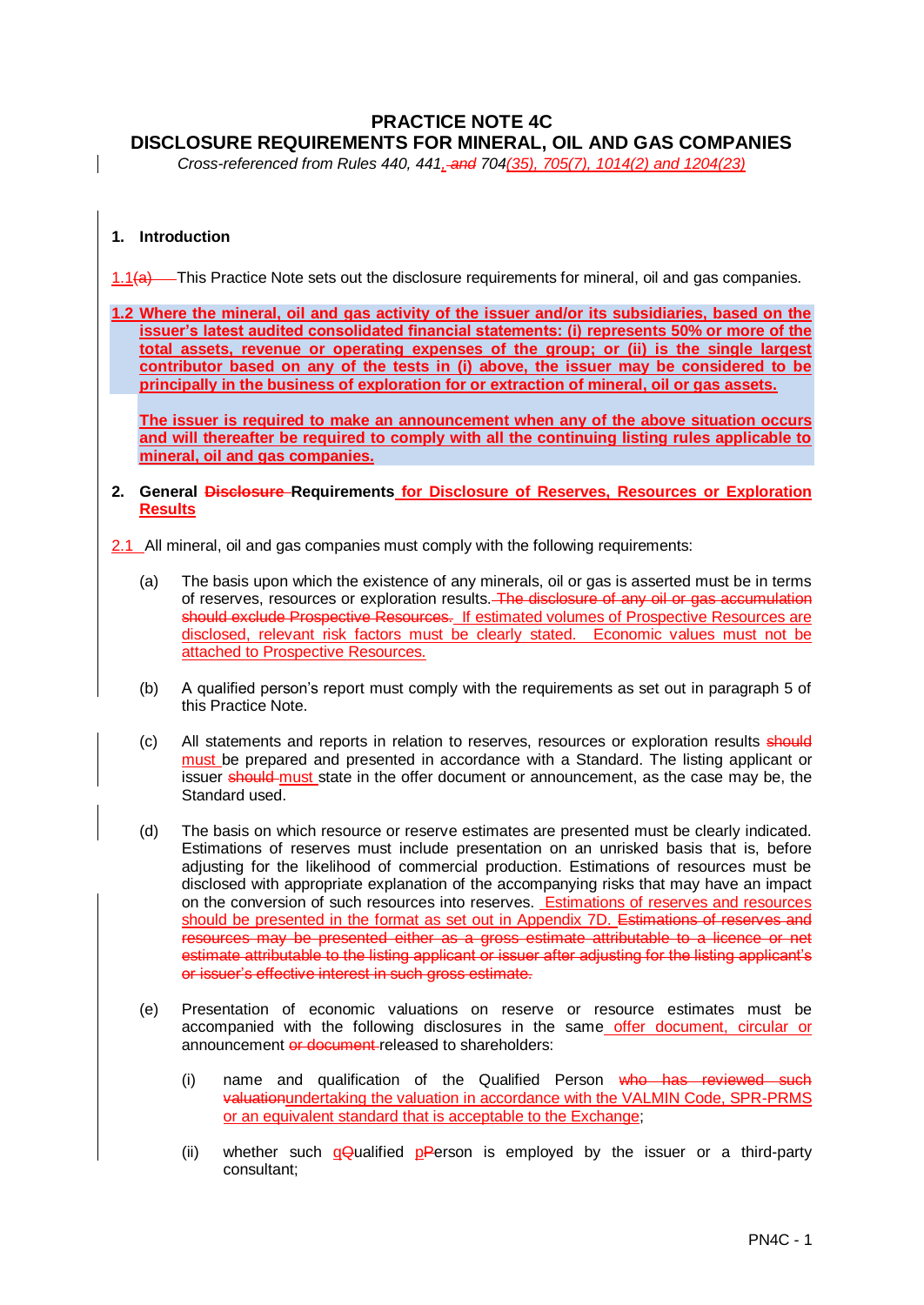# PRACTICE NOTE 4C
# DISCLOSURE REQUIREMENTS FOR MINERAL, OIL AND GAS COMPANIES

*Cross-referenced from Rules 440, 441, ~~and~~ 704(35), 705(7), 1014(2) and 1204(23)*

## 1. Introduction

1.1~~(a)~~ This Practice Note sets out the disclosure requirements for mineral, oil and gas companies.

**1.2 Where the mineral, oil and gas activity of the issuer and/or its subsidiaries, based on the issuer's latest audited consolidated financial statements: (i) represents 50% or more of the total assets, revenue or operating expenses of the group; or (ii) is the single largest contributor based on any of the tests in (i) above, the issuer may be considered to be principally in the business of exploration for or extraction of mineral, oil or gas assets.**

**The issuer is required to make an announcement when any of the above situation occurs and will thereafter be required to comply with all the continuing listing rules applicable to mineral, oil and gas companies.**

## 2. General ~~Disclosure~~ Requirements for Disclosure of Reserves, Resources or Exploration Results

2.1 All mineral, oil and gas companies must comply with the following requirements:

(a) The basis upon which the existence of any minerals, oil or gas is asserted must be in terms of reserves, resources or exploration results. ~~The disclosure of any oil or gas accumulation should exclude Prospective Resources.~~ If estimated volumes of Prospective Resources are disclosed, relevant risk factors must be clearly stated. Economic values must not be attached to Prospective Resources.

(b) A qualified person's report must comply with the requirements as set out in paragraph 5 of this Practice Note.

(c) All statements and reports in relation to reserves, resources or exploration results ~~should~~ must be prepared and presented in accordance with a Standard. The listing applicant or issuer ~~should~~ must state in the offer document or announcement, as the case may be, the Standard used.

(d) The basis on which resource or reserve estimates are presented must be clearly indicated. Estimations of reserves must include presentation on an unrisked basis that is, before adjusting for the likelihood of commercial production. Estimations of resources must be disclosed with appropriate explanation of the accompanying risks that may have an impact on the conversion of such resources into reserves. Estimations of reserves and resources should be presented in the format as set out in Appendix 7D. ~~Estimations of reserves and resources may be presented either as a gross estimate attributable to a licence or net estimate attributable to the listing applicant or issuer after adjusting for the listing applicant's or issuer's effective interest in such gross estimate.~~

(e) Presentation of economic valuations on reserve or resource estimates must be accompanied with the following disclosures in the same offer document, circular or announcement ~~or document~~ released to shareholders:

(i) name and qualification of the Qualified Person ~~who has reviewed such valuation~~undertaking the valuation in accordance with the VALMIN Code, SPR-PRMS or an equivalent standard that is acceptable to the Exchange;

(ii) whether such q~~Q~~ualified p~~P~~erson is employed by the issuer or a third-party consultant;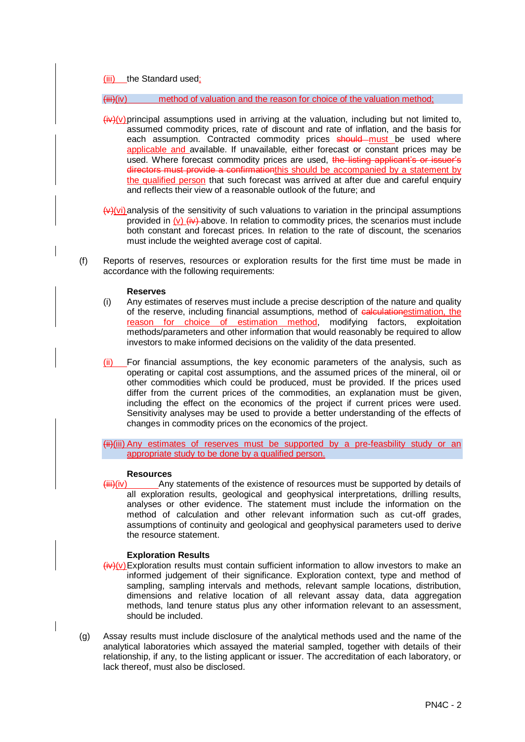(iii) the Standard used;

~~(iii)~~(iv) method of valuation and the reason for choice of the valuation method;

~~(iv)~~(v) principal assumptions used in arriving at the valuation, including but not limited to, assumed commodity prices, rate of discount and rate of inflation, and the basis for each assumption. Contracted commodity prices ~~should~~ must be used where applicable and available. If unavailable, either forecast or constant prices may be used. Where forecast commodity prices are used, ~~the listing applicant's or issuer's directors must provide a confirmation~~this should be accompanied by a statement by the qualified person that such forecast was arrived at after due and careful enquiry and reflects their view of a reasonable outlook of the future; and

~~(v)~~(vi) analysis of the sensitivity of such valuations to variation in the principal assumptions provided in (v) ~~(iv)~~ above. In relation to commodity prices, the scenarios must include both constant and forecast prices. In relation to the rate of discount, the scenarios must include the weighted average cost of capital.

(f) Reports of reserves, resources or exploration results for the first time must be made in accordance with the following requirements:

**Reserves**

(i) Any estimates of reserves must include a precise description of the nature and quality of the reserve, including financial assumptions, method of ~~calculation~~estimation, the reason for choice of estimation method, modifying factors, exploitation methods/parameters and other information that would reasonably be required to allow investors to make informed decisions on the validity of the data presented.

(ii) For financial assumptions, the key economic parameters of the analysis, such as operating or capital cost assumptions, and the assumed prices of the mineral, oil or other commodities which could be produced, must be provided. If the prices used differ from the current prices of the commodities, an explanation must be given, including the effect on the economics of the project if current prices were used. Sensitivity analyses may be used to provide a better understanding of the effects of changes in commodity prices on the economics of the project.

~~(ii)~~(iii) Any estimates of reserves must be supported by a pre-feasibility study or an appropriate study to be done by a qualified person.

**Resources**

~~(iii)~~(iv) Any statements of the existence of resources must be supported by details of all exploration results, geological and geophysical interpretations, drilling results, analyses or other evidence. The statement must include the information on the method of calculation and other relevant information such as cut-off grades, assumptions of continuity and geological and geophysical parameters used to derive the resource statement.

**Exploration Results**

~~(iv)~~(v) Exploration results must contain sufficient information to allow investors to make an informed judgement of their significance. Exploration context, type and method of sampling, sampling intervals and methods, relevant sample locations, distribution, dimensions and relative location of all relevant assay data, data aggregation methods, land tenure status plus any other information relevant to an assessment, should be included.

(g) Assay results must include disclosure of the analytical methods used and the name of the analytical laboratories which assayed the material sampled, together with details of their relationship, if any, to the listing applicant or issuer. The accreditation of each laboratory, or lack thereof, must also be disclosed.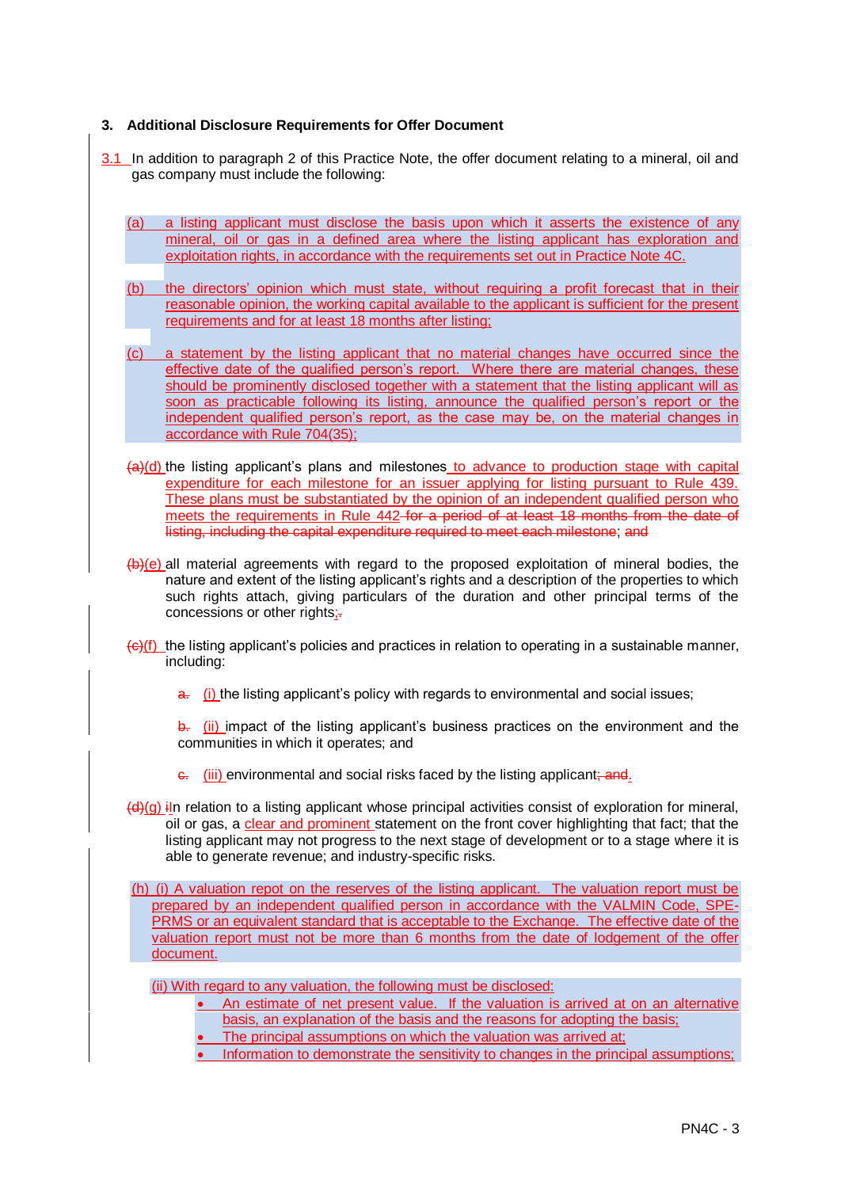### 3. Additional Disclosure Requirements for Offer Document

3.1 In addition to paragraph 2 of this Practice Note, the offer document relating to a mineral, oil and gas company must include the following:

(a) a listing applicant must disclose the basis upon which it asserts the existence of any mineral, oil or gas in a defined area where the listing applicant has exploration and exploitation rights, in accordance with the requirements set out in Practice Note 4C.

(b) the directors' opinion which must state, without requiring a profit forecast that in their reasonable opinion, the working capital available to the applicant is sufficient for the present requirements and for at least 18 months after listing;

(c) a statement by the listing applicant that no material changes have occurred since the effective date of the qualified person's report. Where there are material changes, these should be prominently disclosed together with a statement that the listing applicant will as soon as practicable following its listing, announce the qualified person's report or the independent qualified person's report, as the case may be, on the material changes in accordance with Rule 704(35);

~~(a)~~(d) the listing applicant's plans and milestones to advance to production stage with capital expenditure for each milestone for an issuer applying for listing pursuant to Rule 439. These plans must be substantiated by the opinion of an independent qualified person who meets the requirements in Rule 442 ~~for a period of at least 18 months from the date of listing, including the capital expenditure required to meet each milestone~~; ~~and~~

~~(b)~~(e) all material agreements with regard to the proposed exploitation of mineral bodies, the nature and extent of the listing applicant's rights and a description of the properties to which such rights attach, giving particulars of the duration and other principal terms of the concessions or other rights;~~.~~

~~(c)~~(f) the listing applicant's policies and practices in relation to operating in a sustainable manner, including:

~~a.~~ (i) the listing applicant's policy with regards to environmental and social issues;

~~b.~~ (ii) impact of the listing applicant's business practices on the environment and the communities in which it operates; and

~~c.~~ (iii) environmental and social risks faced by the listing applicant~~; and~~.

~~(d)~~(g) ~~i~~In relation to a listing applicant whose principal activities consist of exploration for mineral, oil or gas, a clear and prominent statement on the front cover highlighting that fact; that the listing applicant may not progress to the next stage of development or to a stage where it is able to generate revenue; and industry-specific risks.

(h) (i) A valuation repot on the reserves of the listing applicant. The valuation report must be prepared by an independent qualified person in accordance with the VALMIN Code, SPE-PRMS or an equivalent standard that is acceptable to the Exchange. The effective date of the valuation report must not be more than 6 months from the date of lodgement of the offer document.

(ii) With regard to any valuation, the following must be disclosed:

- An estimate of net present value. If the valuation is arrived at on an alternative basis, an explanation of the basis and the reasons for adopting the basis;
- The principal assumptions on which the valuation was arrived at;
- Information to demonstrate the sensitivity to changes in the principal assumptions;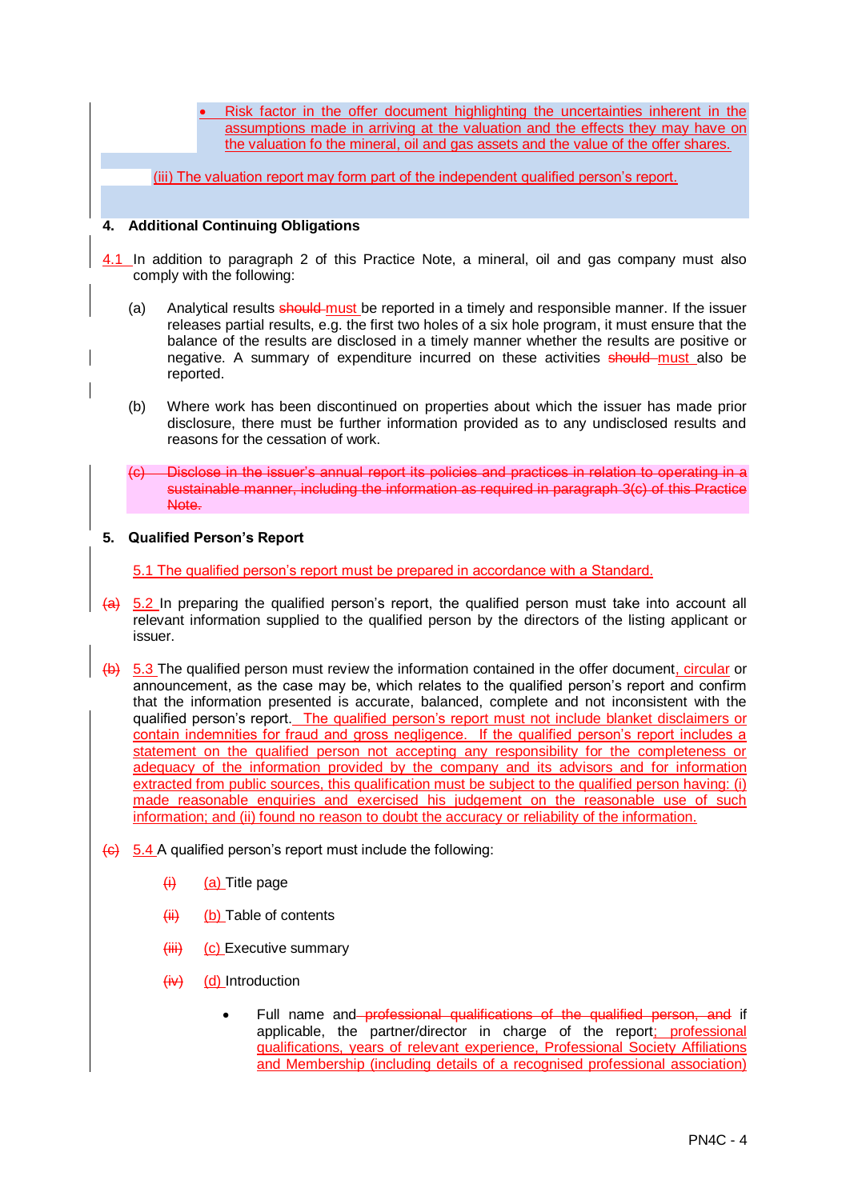- Risk factor in the offer document highlighting the uncertainties inherent in the assumptions made in arriving at the valuation and the effects they may have on the valuation fo the mineral, oil and gas assets and the value of the offer shares.

(iii) The valuation report may form part of the independent qualified person's report.

**4. Additional Continuing Obligations**

~~4.1~~ 4.1 In addition to paragraph 2 of this Practice Note, a mineral, oil and gas company must also comply with the following:

(a) Analytical results ~~should~~ must be reported in a timely and responsible manner. If the issuer releases partial results, e.g. the first two holes of a six hole program, it must ensure that the balance of the results are disclosed in a timely manner whether the results are positive or negative. A summary of expenditure incurred on these activities ~~should~~ must also be reported.

(b) Where work has been discontinued on properties about which the issuer has made prior disclosure, there must be further information provided as to any undisclosed results and reasons for the cessation of work.

~~(c) Disclose in the issuer's annual report its policies and practices in relation to operating in a sustainable manner, including the information as required in paragraph 3(c) of this Practice Note.~~

**5. Qualified Person's Report**

5.1 The qualified person's report must be prepared in accordance with a Standard.

~~(a)~~ 5.2 In preparing the qualified person's report, the qualified person must take into account all relevant information supplied to the qualified person by the directors of the listing applicant or issuer.

~~(b)~~ 5.3 The qualified person must review the information contained in the offer document, circular or announcement, as the case may be, which relates to the qualified person's report and confirm that the information presented is accurate, balanced, complete and not inconsistent with the qualified person's report. The qualified person's report must not include blanket disclaimers or contain indemnities for fraud and gross negligence. If the qualified person's report includes a statement on the qualified person not accepting any responsibility for the completeness or adequacy of the information provided by the company and its advisors and for information extracted from public sources, this qualification must be subject to the qualified person having: (i) made reasonable enquiries and exercised his judgement on the reasonable use of such information; and (ii) found no reason to doubt the accuracy or reliability of the information.

~~(c)~~ 5.4 A qualified person's report must include the following:

~~(i)~~ (a) Title page

~~(ii)~~ (b) Table of contents

~~(iii)~~ (c) Executive summary

~~(iv)~~ (d) Introduction

- Full name and ~~professional qualifications of the qualified person, and~~ if applicable, the partner/director in charge of the report; professional qualifications, years of relevant experience, Professional Society Affiliations and Membership (including details of a recognised professional association)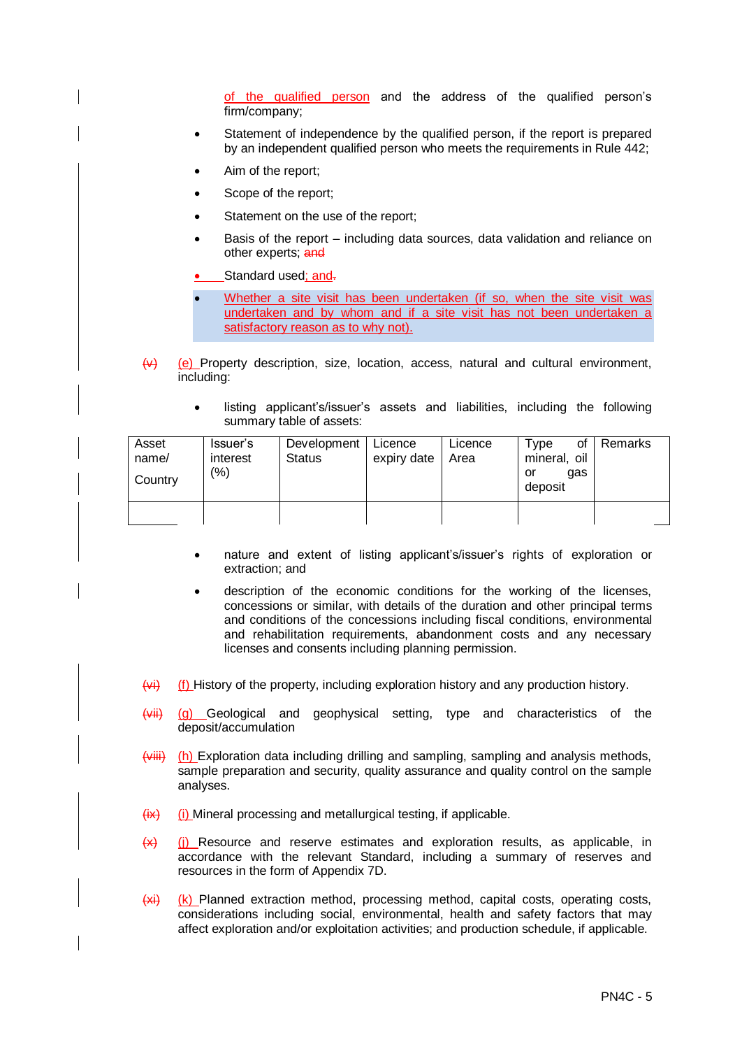of the qualified person and the address of the qualified person's firm/company;

- Statement of independence by the qualified person, if the report is prepared by an independent qualified person who meets the requirements in Rule 442;
- Aim of the report;
- Scope of the report;
- Statement on the use of the report;
- Basis of the report – including data sources, data validation and reliance on other experts; ~~and~~
- Standard used; and~~.~~
- Whether a site visit has been undertaken (if so, when the site visit was undertaken and by whom and if a site visit has not been undertaken a satisfactory reason as to why not).

~~(v)~~ (e) Property description, size, location, access, natural and cultural environment, including:

- listing applicant's/issuer's assets and liabilities, including the following summary table of assets:

| Asset name/ Country | Issuer's interest (%) | Development Status | Licence expiry date | Licence Area | Type of mineral, oil or gas deposit | Remarks |
|---|---|---|---|---|---|---|
| | | | | | | |

- nature and extent of listing applicant's/issuer's rights of exploration or extraction; and
- description of the economic conditions for the working of the licenses, concessions or similar, with details of the duration and other principal terms and conditions of the concessions including fiscal conditions, environmental and rehabilitation requirements, abandonment costs and any necessary licenses and consents including planning permission.

~~(vi)~~ (f) History of the property, including exploration history and any production history.

~~(vii)~~ (g) Geological and geophysical setting, type and characteristics of the deposit/accumulation

~~(viii)~~ (h) Exploration data including drilling and sampling, sampling and analysis methods, sample preparation and security, quality assurance and quality control on the sample analyses.

~~(ix)~~ (i) Mineral processing and metallurgical testing, if applicable.

~~(x)~~ (j) Resource and reserve estimates and exploration results, as applicable, in accordance with the relevant Standard, including a summary of reserves and resources in the form of Appendix 7D.

~~(xi)~~ (k) Planned extraction method, processing method, capital costs, operating costs, considerations including social, environmental, health and safety factors that may affect exploration and/or exploitation activities; and production schedule, if applicable.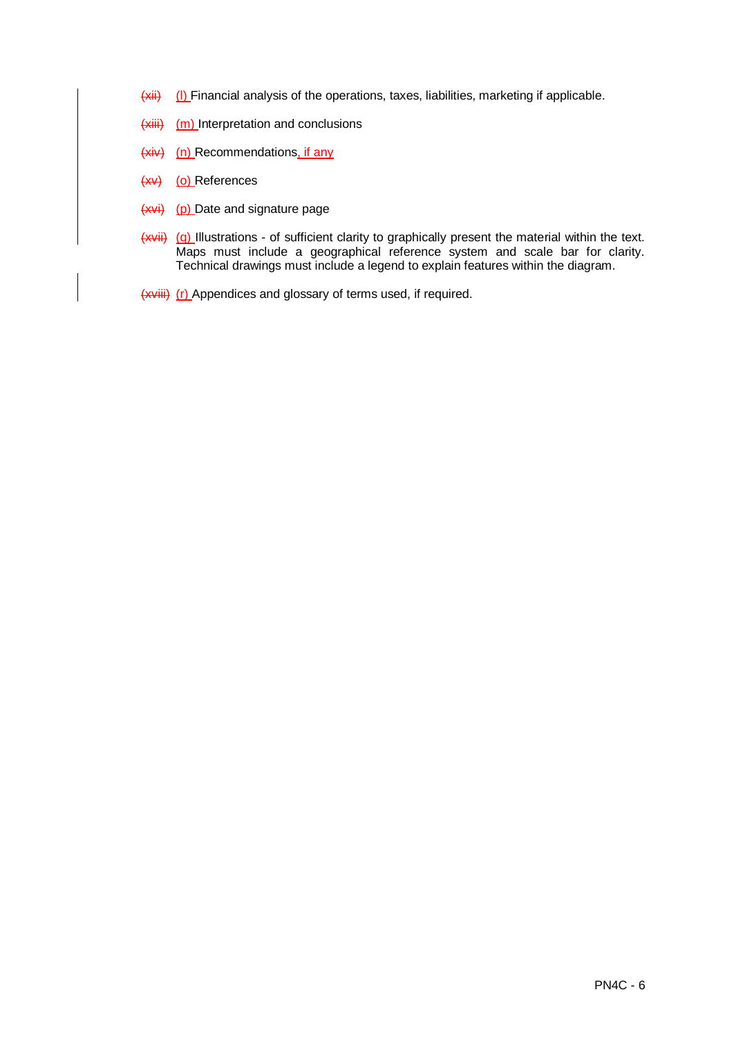~~(xii)~~ (l) Financial analysis of the operations, taxes, liabilities, marketing if applicable.

~~(xiii)~~ (m) Interpretation and conclusions

~~(xiv)~~ (n) Recommendations, if any

~~(xv)~~ (o) References

~~(xvi)~~ (p) Date and signature page

~~(xvii)~~ (q) Illustrations - of sufficient clarity to graphically present the material within the text. Maps must include a geographical reference system and scale bar for clarity. Technical drawings must include a legend to explain features within the diagram.

~~(xviii)~~ (r) Appendices and glossary of terms used, if required.